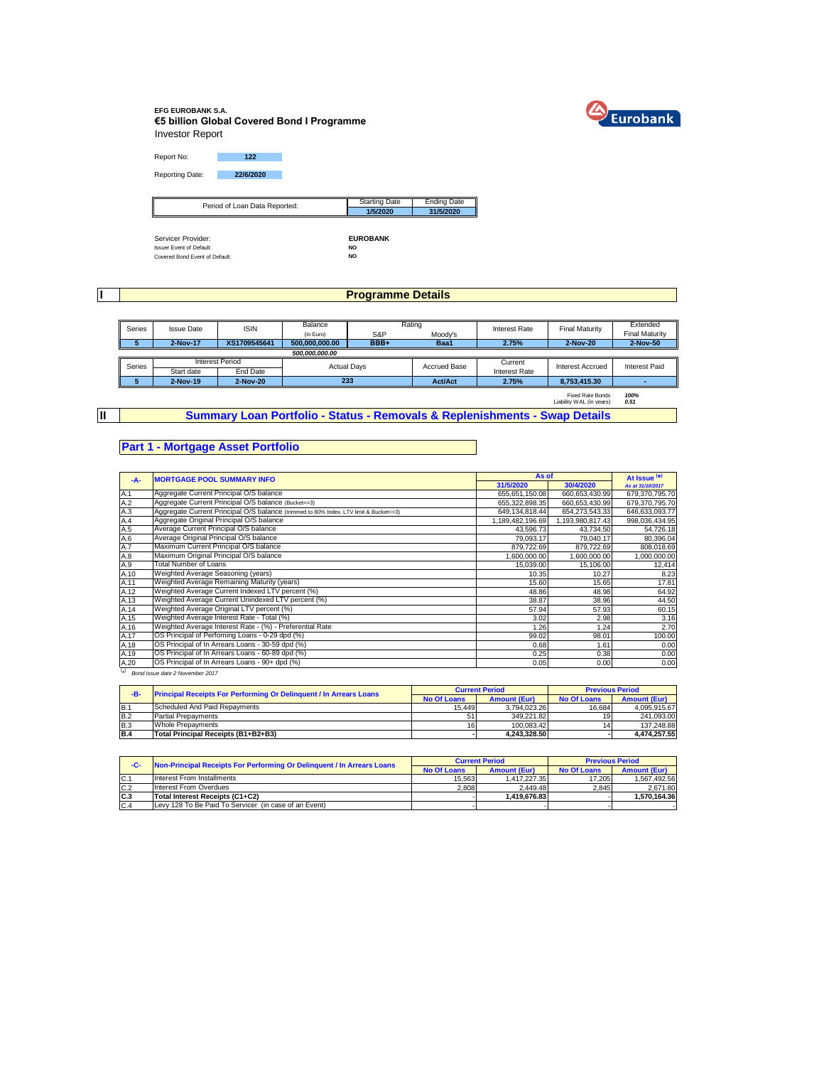**EFG EUROBANK S.A.**

**€5 billion Global Covered Bond I Programme**

Investor Report

Report No: **122**

Reporting Date: **22/6/2020**

| Period of Loan Data Reported: | Starting Date | Ending Date |
|---|---|---|
| | **1/5/2020** | **31/5/2020** |

Servicer Provider: **EUROBANK**

Issuer Event of Default: **NO**

Covered Bond Event of Default: **NO**

# I Programme Details

| Series | Issue Date | ISIN | Balance (in Euro) | Rating S&P | Rating Moody's | Interest Rate | Final Maturity | Extended Final Maturity |
|---|---|---|---|---|---|---|---|---|
| **5** | **2-Nov-17** | **XS1709545641** | **500,000,000.00** | **BBB+** | **Baa1** | **2.75%** | **2-Nov-20** | **2-Nov-50** |
| | | | *500,000,000.00* | | | | | |

| Series | Interest Period Start date | Interest Period End Date | Actual Days | Accrued Base | Current Interest Rate | Interest Accrued | Interest Paid |
|---|---|---|---|---|---|---|---|
| **5** | **2-Nov-19** | **2-Nov-20** | **233** | **Act/Act** | **2.75%** | **8,753,415.30** | **-** |

Fixed Rate Bonds: *100%*

Liability WAL (in years): *0.51*

# II Summary Loan Portfolio - Status - Removals & Replenishments - Swap Details

## Part 1 - Mortgage Asset Portfolio

| -A- | MORTGAGE POOL SUMMARY INFO | As of 31/5/2020 | As of 30/4/2020 | At Issue (*) As at 31/10/2017 |
|---|---|---|---|---|
| A.1 | Aggregate Current Principal O/S balance | 655,651,150.08 | 660,653,430.99 | 679,370,795.70 |
| A.2 | Aggregate Current Principal O/S balance (Bucket<=3) | 655,322,898.35 | 660,653,430.99 | 679,370,795.70 |
| A.3 | Aggregate Current Principal O/S balance (trimmed to 80% Index. LTV limit & Bucket<=3) | 649,134,818.44 | 654,273,543.33 | 646,633,093.77 |
| A.4 | Aggregate Original Principal O/S balance | 1,189,482,196.69 | 1,193,980,817.43 | 998,036,434.95 |
| A.5 | Average Current Principal O/S balance | 43,596.73 | 43,734.50 | 54,726.18 |
| A.6 | Average Original Principal O/S balance | 79,093.17 | 79,040.17 | 80,396.04 |
| A.7 | Maximum Current Principal O/S balance | 879,722.69 | 879,722.69 | 808,018.69 |
| A.8 | Maximum Original Principal O/S balance | 1,600,000.00 | 1,600,000.00 | 1,000,000.00 |
| A.9 | Total Number of Loans | 15,039.00 | 15,106.00 | 12,414 |
| A.10 | Weighted Average Seasoning (years) | 10.35 | 10.27 | 8.23 |
| A.11 | Weighted Average Remaining Maturity (years) | 15.60 | 15.65 | 17.81 |
| A.12 | Weighted Average Current Indexed LTV percent (%) | 48.86 | 48.98 | 64.92 |
| A.13 | Weighted Average Current Unindexed LTV percent (%) | 38.87 | 38.96 | 44.50 |
| A.14 | Weighted Average Original LTV percent (%) | 57.94 | 57.93 | 60.15 |
| A.15 | Weighted Average Interest Rate - Total (%) | 3.02 | 2.98 | 3.16 |
| A.16 | Weighted Average Interest Rate - (%) - Preferential Rate | 1.26 | 1.24 | 2.70 |
| A.17 | OS Principal of Perfoming Loans - 0-29 dpd (%) | 99.02 | 98.01 | 100.00 |
| A.18 | OS Principal of In Arrears Loans - 30-59 dpd (%) | 0.68 | 1.61 | 0.00 |
| A.19 | OS Principal of In Arrears Loans - 60-89 dpd (%) | 0.25 | 0.38 | 0.00 |
| A.20 | OS Principal of In Arrears Loans - 90+ dpd (%) | 0.05 | 0.00 | 0.00 |

(*) *Bond issue date 2 November 2017*

| -B- | Principal Receipts For Performing Or Delinquent / In Arrears Loans | Current Period No Of Loans | Current Period Amount (Eur) | Previous Period No Of Loans | Previous Period Amount (Eur) |
|---|---|---|---|---|---|
| B.1 | Scheduled And Paid Repayments | 15,449 | 3,794,023.26 | 16,684 | 4,095,915.67 |
| B.2 | Partial Prepayments | 51 | 349,221.82 | 19 | 241,093.00 |
| B.3 | Whole Prepayments | 16 | 100,083.42 | 14 | 137,248.88 |
| **B.4** | **Total Principal Receipts (B1+B2+B3)** | **-** | **4,243,328.50** | **-** | **4,474,257.55** |

| -C- | Non-Principal Receipts For Performing Or Delinquent / In Arrears Loans | Current Period No Of Loans | Current Period Amount (Eur) | Previous Period No Of Loans | Previous Period Amount (Eur) |
|---|---|---|---|---|---|
| C.1 | Interest From Installments | 15,563 | 1,417,227.35 | 17,205 | 1,567,492.56 |
| C.2 | Interest From Overdues | 2,808 | 2,449.48 | 2,845 | 2,671.80 |
| **C.3** | **Total Interest Receipts (C1+C2)** | **-** | **1,419,676.83** | **-** | **1,570,164.36** |
| C.4 | Levy 128 To Be Paid To Servicer (in case of an Event) | - | - | - | - |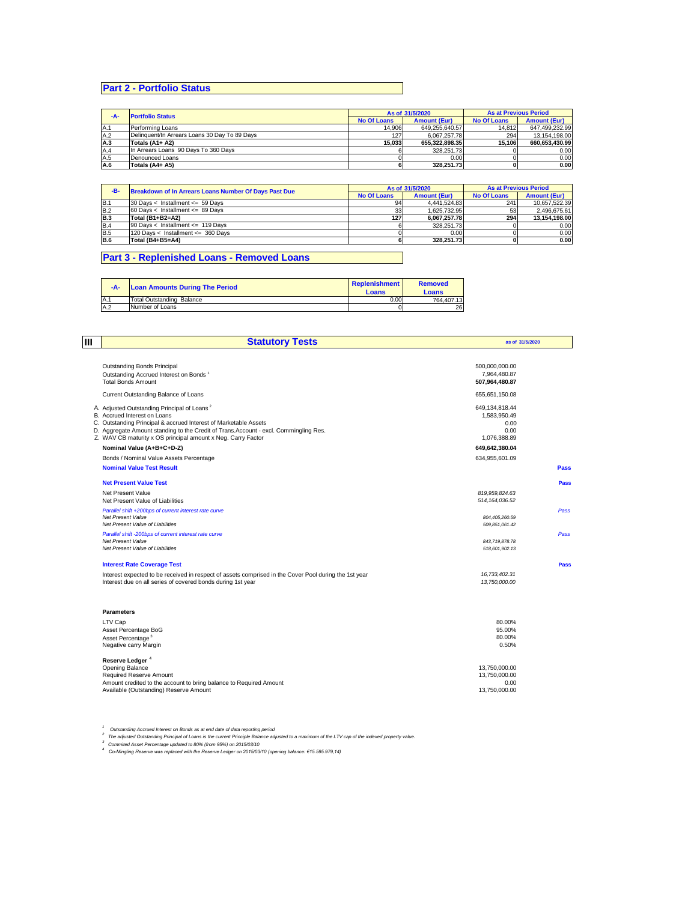## Part 2 - Portfolio Status

| -A- | Portfolio Status | As of 31/5/2020 | | As at Previous Period | |
|---|---|---|---|---|---|
| | | No Of Loans | Amount (Eur) | No Of Loans | Amount (Eur) |
| A.1 | Performing Loans | 14,906 | 649,255,640.57 | 14,812 | 647,499,232.99 |
| A.2 | Delinquent/In Arrears Loans 30 Day To 89 Days | 127 | 6,067,257.78 | 294 | 13,154,198.00 |
| **A.3** | **Totals (A1+ A2)** | **15,033** | **655,322,898.35** | **15,106** | **660,653,430.99** |
| A.4 | In Arrears Loans 90 Days To 360 Days | 6 | 328,251.73 | 0 | 0.00 |
| A.5 | Denounced Loans | 0 | 0.00 | 0 | 0.00 |
| **A.6** | **Totals (A4+ A5)** | **6** | **328,251.73** | **0** | **0.00** |

| -B- | Breakdown of In Arrears Loans Number Of Days Past Due | As of 31/5/2020 | | As at Previous Period | |
|---|---|---|---|---|---|
| | | No Of Loans | Amount (Eur) | No Of Loans | Amount (Eur) |
| B.1 | 30 Days < Installment <= 59 Days | 94 | 4,441,524.83 | 241 | 10,657,522.39 |
| B.2 | 60 Days < Installment <= 89 Days | 33 | 1,625,732.95 | 53 | 2,496,675.61 |
| **B.3** | **Total (B1+B2=A2)** | **127** | **6,067,257.78** | **294** | **13,154,198.00** |
| B.4 | 90 Days < Installment <= 119 Days | 6 | 328,251.73 | 0 | 0.00 |
| B.5 | 120 Days < Installment <= 360 Days | 0 | 0.00 | 0 | 0.00 |
| **B.6** | **Total (B4+B5=A4)** | **6** | **328,251.73** | **0** | **0.00** |

## Part 3 - Replenished Loans - Removed Loans

| -A- | Loan Amounts During The Period | Replenishment Loans | Removed Loans |
|---|---|---|---|
| A.1 | Total Outstanding Balance | 0.00 | 764,407.13 |
| A.2 | Number of Loans | 0 | 26 |

## III Statutory Tests

as of 31/5/2020

| | | |
|---|---|---|
| Outstanding Bonds Principal | 500,000,000.00 | |
| Outstanding Accrued Interest on Bonds [1] | 7,964,480.87 | |
| **Total Bonds Amount** | **507,964,480.87** | |
| Current Outstanding Balance of Loans | 655,651,150.08 | |
| A. Adjusted Outstanding Principal of Loans [2] | 649,134,818.44 | |
| B. Accrued Interest on Loans | 1,583,950.49 | |
| C. Outstanding Principal & accrued Interest of Marketable Assets | 0.00 | |
| D. Aggregate Amount standing to the Credit of Trans.Account - excl. Commingling Res. | 0.00 | |
| Z. WAV CB maturity x OS principal amount x Neg. Carry Factor | 1,076,388.89 | |
| **Nominal Value (A+B+C+D-Z)** | **649,642,380.04** | |
| Bonds / Nominal Value Assets Percentage | 634,955,601.09 | |
| **Nominal Value Test Result** | | **Pass** |
| **Net Present Value Test** | | **Pass** |
| Net Present Value | *819,959,824.63* | |
| Net Present Value of Liabilities | *514,164,036.52* | |
| *Parallel shift +200bps of current interest rate curve* | | *Pass* |
| *Net Present Value* | *804,405,260.59* | |
| *Net Present Value of Liabilities* | *509,851,061.42* | |
| *Parallel shift -200bps of current interest rate curve* | | *Pass* |
| *Net Present Value* | *843,719,878.78* | |
| *Net Present Value of Liabilities* | *518,601,902.13* | |
| **Interest Rate Coverage Test** | | **Pass** |
| Interest expected to be received in respect of assets comprised in the Cover Pool during the 1st year | *16,733,402.31* | |
| Interest due on all series of covered bonds during 1st year | *13,750,000.00* | |

**Parameters**

| | |
|---|---|
| LTV Cap | 80.00% |
| Asset Percentage BoG | 95.00% |
| Asset Percentage [3] | 80.00% |
| Negative carry Margin | 0.50% |

**Reserve Ledger** [4]

| | |
|---|---|
| Opening Balance | 13,750,000.00 |
| Required Reserve Amount | 13,750,000.00 |
| Amount credited to the account to bring balance to Required Amount | 0.00 |
| Available (Outstanding) Reserve Amount | 13,750,000.00 |

[1] *Outstanding Accrued Interest on Bonds as at end date of data reporting period*

[2] *The adjusted Outstanding Principal of Loans is the current Principle Balance adjusted to a maximum of the LTV cap of the indexed property value.*

[3] *Commited Asset Percentage updated to 80% (from 95%) on 2015/03/10*

[4] *Co-Mingling Reserve was replaced with the Reserve Ledger on 2015/03/10 (opening balance: €15.595.979,14)*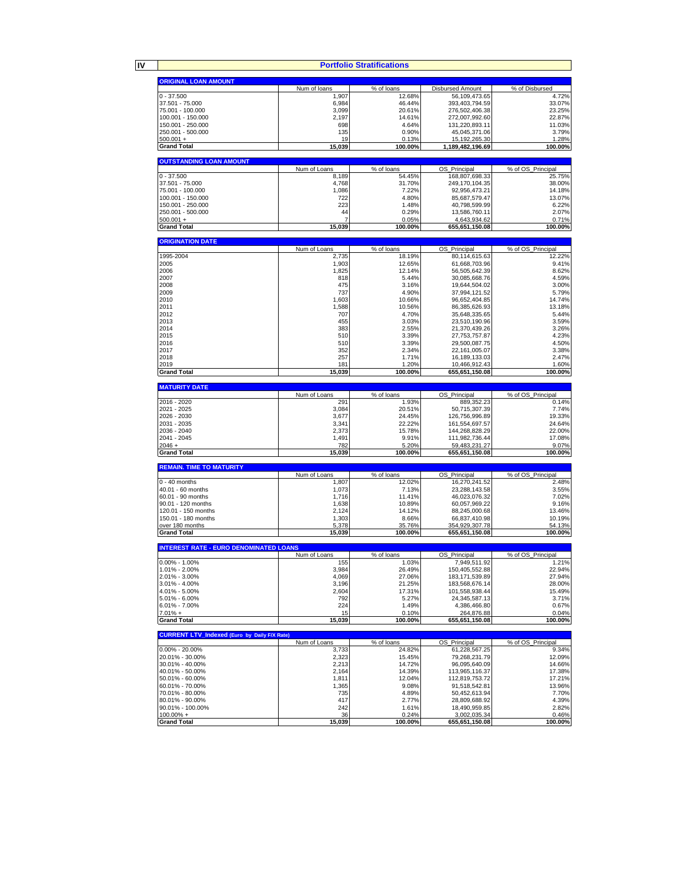# IV Portfolio Stratifications

**ORIGINAL LOAN AMOUNT**

| | Num of loans | % of loans | Disbursed Amount | % of Disbursed |
|---|---|---|---|---|
| 0 - 37.500 | 1,907 | 12.68% | 56,109,473.65 | 4.72% |
| 37.501 - 75.000 | 6,984 | 46.44% | 393,403,794.59 | 33.07% |
| 75.001 - 100.000 | 3,099 | 20.61% | 276,502,406.38 | 23.25% |
| 100.001 - 150.000 | 2,197 | 14.61% | 272,007,992.60 | 22.87% |
| 150.001 - 250.000 | 698 | 4.64% | 131,220,893.11 | 11.03% |
| 250.001 - 500.000 | 135 | 0.90% | 45,045,371.06 | 3.79% |
| 500.001 + | 19 | 0.13% | 15,192,265.30 | 1.28% |
| **Grand Total** | **15,039** | **100.00%** | **1,189,482,196.69** | **100.00%** |

**OUTSTANDING LOAN AMOUNT**

| | Num of Loans | % of loans | OS_Principal | % of OS_Principal |
|---|---|---|---|---|
| 0 - 37.500 | 8,189 | 54.45% | 168,807,698.33 | 25.75% |
| 37.501 - 75.000 | 4,768 | 31.70% | 249,170,104.35 | 38.00% |
| 75.001 - 100.000 | 1,086 | 7.22% | 92,956,473.21 | 14.18% |
| 100.001 - 150.000 | 722 | 4.80% | 85,687,579.47 | 13.07% |
| 150.001 - 250.000 | 223 | 1.48% | 40,798,599.99 | 6.22% |
| 250.001 - 500.000 | 44 | 0.29% | 13,586,760.11 | 2.07% |
| 500.001 + | 7 | 0.05% | 4,643,934.62 | 0.71% |
| **Grand Total** | **15,039** | **100.00%** | **655,651,150.08** | **100.00%** |

**ORIGINATION DATE**

| | Num of Loans | % of loans | OS_Principal | % of OS_Principal |
|---|---|---|---|---|
| 1995-2004 | 2,735 | 18.19% | 80,114,615.63 | 12.22% |
| 2005 | 1,903 | 12.65% | 61,668,703.96 | 9.41% |
| 2006 | 1,825 | 12.14% | 56,505,642.39 | 8.62% |
| 2007 | 818 | 5.44% | 30,085,668.76 | 4.59% |
| 2008 | 475 | 3.16% | 19,644,504.02 | 3.00% |
| 2009 | 737 | 4.90% | 37,994,121.52 | 5.79% |
| 2010 | 1,603 | 10.66% | 96,652,404.85 | 14.74% |
| 2011 | 1,588 | 10.56% | 86,385,626.93 | 13.18% |
| 2012 | 707 | 4.70% | 35,648,335.65 | 5.44% |
| 2013 | 455 | 3.03% | 23,510,190.96 | 3.59% |
| 2014 | 383 | 2.55% | 21,370,439.26 | 3.26% |
| 2015 | 510 | 3.39% | 27,753,757.87 | 4.23% |
| 2016 | 510 | 3.39% | 29,500,087.75 | 4.50% |
| 2017 | 352 | 2.34% | 22,161,005.07 | 3.38% |
| 2018 | 257 | 1.71% | 16,189,133.03 | 2.47% |
| 2019 | 181 | 1.20% | 10,466,912.43 | 1.60% |
| **Grand Total** | **15,039** | **100.00%** | **655,651,150.08** | **100.00%** |

**MATURITY DATE**

| | Num of Loans | % of loans | OS_Principal | % of OS_Principal |
|---|---|---|---|---|
| 2016 - 2020 | 291 | 1.93% | 889,352.23 | 0.14% |
| 2021 - 2025 | 3,084 | 20.51% | 50,715,307.39 | 7.74% |
| 2026 - 2030 | 3,677 | 24.45% | 126,756,996.89 | 19.33% |
| 2031 - 2035 | 3,341 | 22.22% | 161,554,697.57 | 24.64% |
| 2036 - 2040 | 2,373 | 15.78% | 144,268,828.29 | 22.00% |
| 2041 - 2045 | 1,491 | 9.91% | 111,982,736.44 | 17.08% |
| 2046 + | 782 | 5.20% | 59,483,231.27 | 9.07% |
| **Grand Total** | **15,039** | **100.00%** | **655,651,150.08** | **100.00%** |

**REMAIN. TIME TO MATURITY**

| | Num of Loans | % of loans | OS_Principal | % of OS_Principal |
|---|---|---|---|---|
| 0 - 40 months | 1,807 | 12.02% | 16,270,241.52 | 2.48% |
| 40.01 - 60 months | 1,073 | 7.13% | 23,288,143.58 | 3.55% |
| 60.01 - 90 months | 1,716 | 11.41% | 46,023,076.32 | 7.02% |
| 90.01 - 120 months | 1,638 | 10.89% | 60,057,969.22 | 9.16% |
| 120.01 - 150 months | 2,124 | 14.12% | 88,245,000.68 | 13.46% |
| 150.01 - 180 months | 1,303 | 8.66% | 66,837,410.98 | 10.19% |
| over 180 months | 5,378 | 35.76% | 354,929,307.78 | 54.13% |
| **Grand Total** | **15,039** | **100.00%** | **655,651,150.08** | **100.00%** |

**INTEREST RATE - EURO DENOMINATED LOANS**

| | Num of Loans | % of loans | OS_Principal | % of OS_Principal |
|---|---|---|---|---|
| 0.00% - 1.00% | 155 | 1.03% | 7,949,511.92 | 1.21% |
| 1.01% - 2.00% | 3,984 | 26.49% | 150,405,552.88 | 22.94% |
| 2.01% - 3.00% | 4,069 | 27.06% | 183,171,539.89 | 27.94% |
| 3.01% - 4.00% | 3,196 | 21.25% | 183,568,676.14 | 28.00% |
| 4.01% - 5.00% | 2,604 | 17.31% | 101,558,938.44 | 15.49% |
| 5.01% - 6.00% | 792 | 5.27% | 24,345,587.13 | 3.71% |
| 6.01% - 7.00% | 224 | 1.49% | 4,386,466.80 | 0.67% |
| 7.01% + | 15 | 0.10% | 264,876.88 | 0.04% |
| **Grand Total** | **15,039** | **100.00%** | **655,651,150.08** | **100.00%** |

**CURRENT LTV_Indexed (Euro by Daily F/X Rate)**

| | Num of Loans | % of loans | OS_Principal | % of OS_Principal |
|---|---|---|---|---|
| 0.00% - 20.00% | 3,733 | 24.82% | 61,228,567.25 | 9.34% |
| 20.01% - 30.00% | 2,323 | 15.45% | 79,268,231.79 | 12.09% |
| 30.01% - 40.00% | 2,213 | 14.72% | 96,095,640.09 | 14.66% |
| 40.01% - 50.00% | 2,164 | 14.39% | 113,965,116.37 | 17.38% |
| 50.01% - 60.00% | 1,811 | 12.04% | 112,819,753.72 | 17.21% |
| 60.01% - 70.00% | 1,365 | 9.08% | 91,518,542.81 | 13.96% |
| 70.01% - 80.00% | 735 | 4.89% | 50,452,613.94 | 7.70% |
| 80.01% - 90.00% | 417 | 2.77% | 28,809,688.92 | 4.39% |
| 90.01% - 100.00% | 242 | 1.61% | 18,490,959.85 | 2.82% |
| 100.00% + | 36 | 0.24% | 3,002,035.34 | 0.46% |
| **Grand Total** | **15,039** | **100.00%** | **655,651,150.08** | **100.00%** |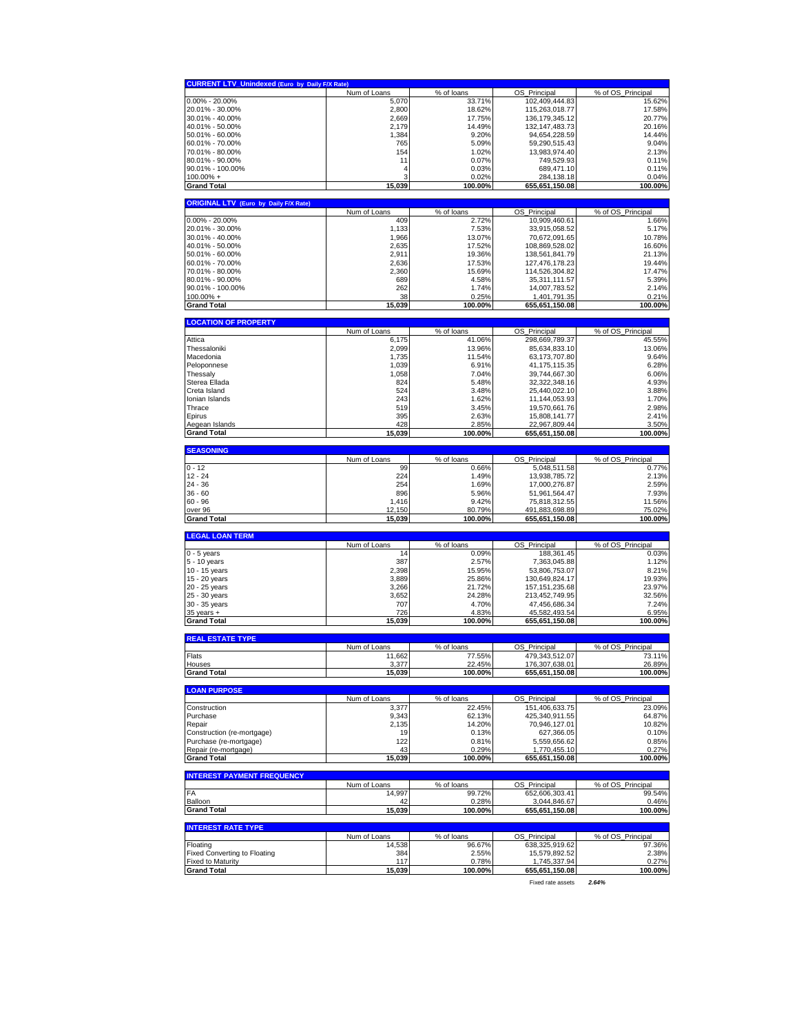| CURRENT LTV_Unindexed (Euro by Daily F/X Rate) | Num of Loans | % of loans | OS_Principal | % of OS_Principal |
|---|---|---|---|---|
| 0.00% - 20.00% | 5,070 | 33.71% | 102,409,444.83 | 15.62% |
| 20.01% - 30.00% | 2,800 | 18.62% | 115,263,018.77 | 17.58% |
| 30.01% - 40.00% | 2,669 | 17.75% | 136,179,345.12 | 20.77% |
| 40.01% - 50.00% | 2,179 | 14.49% | 132,147,483.73 | 20.16% |
| 50.01% - 60.00% | 1,384 | 9.20% | 94,654,228.59 | 14.44% |
| 60.01% - 70.00% | 765 | 5.09% | 59,290,515.43 | 9.04% |
| 70.01% - 80.00% | 154 | 1.02% | 13,983,974.40 | 2.13% |
| 80.01% - 90.00% | 11 | 0.07% | 749,529.93 | 0.11% |
| 90.01% - 100.00% | 4 | 0.03% | 689,471.10 | 0.11% |
| 100.00% + | 3 | 0.02% | 284,138.18 | 0.04% |
| **Grand Total** | **15,039** | **100.00%** | **655,651,150.08** | **100.00%** |

| ORIGINAL LTV (Euro by Daily F/X Rate) | Num of Loans | % of loans | OS_Principal | % of OS_Principal |
|---|---|---|---|---|
| 0.00% - 20.00% | 409 | 2.72% | 10,909,460.61 | 1.66% |
| 20.01% - 30.00% | 1,133 | 7.53% | 33,915,058.52 | 5.17% |
| 30.01% - 40.00% | 1,966 | 13.07% | 70,672,091.65 | 10.78% |
| 40.01% - 50.00% | 2,635 | 17.52% | 108,869,528.02 | 16.60% |
| 50.01% - 60.00% | 2,911 | 19.36% | 138,561,841.79 | 21.13% |
| 60.01% - 70.00% | 2,636 | 17.53% | 127,476,178.23 | 19.44% |
| 70.01% - 80.00% | 2,360 | 15.69% | 114,526,304.82 | 17.47% |
| 80.01% - 90.00% | 689 | 4.58% | 35,311,111.57 | 5.39% |
| 90.01% - 100.00% | 262 | 1.74% | 14,007,783.52 | 2.14% |
| 100.00% + | 38 | 0.25% | 1,401,791.35 | 0.21% |
| **Grand Total** | **15,039** | **100.00%** | **655,651,150.08** | **100.00%** |

| LOCATION OF PROPERTY | Num of Loans | % of loans | OS_Principal | % of OS_Principal |
|---|---|---|---|---|
| Attica | 6,175 | 41.06% | 298,669,789.37 | 45.55% |
| Thessaloniki | 2,099 | 13.96% | 85,634,833.10 | 13.06% |
| Macedonia | 1,735 | 11.54% | 63,173,707.80 | 9.64% |
| Peloponnese | 1,039 | 6.91% | 41,175,115.35 | 6.28% |
| Thessaly | 1,058 | 7.04% | 39,744,667.30 | 6.06% |
| Sterea Ellada | 824 | 5.48% | 32,322,348.16 | 4.93% |
| Creta Island | 524 | 3.48% | 25,440,022.10 | 3.88% |
| Ionian Islands | 243 | 1.62% | 11,144,053.93 | 1.70% |
| Thrace | 519 | 3.45% | 19,570,661.76 | 2.98% |
| Epirus | 395 | 2.63% | 15,808,141.77 | 2.41% |
| Aegean Islands | 428 | 2.85% | 22,967,809.44 | 3.50% |
| **Grand Total** | **15,039** | **100.00%** | **655,651,150.08** | **100.00%** |

| SEASONING | Num of Loans | % of loans | OS_Principal | % of OS_Principal |
|---|---|---|---|---|
| 0 - 12 | 99 | 0.66% | 5,048,511.58 | 0.77% |
| 12 - 24 | 224 | 1.49% | 13,938,785.72 | 2.13% |
| 24 - 36 | 254 | 1.69% | 17,000,276.87 | 2.59% |
| 36 - 60 | 896 | 5.96% | 51,961,564.47 | 7.93% |
| 60 - 96 | 1,416 | 9.42% | 75,818,312.55 | 11.56% |
| over 96 | 12,150 | 80.79% | 491,883,698.89 | 75.02% |
| **Grand Total** | **15,039** | **100.00%** | **655,651,150.08** | **100.00%** |

| LEGAL LOAN TERM | Num of Loans | % of loans | OS_Principal | % of OS_Principal |
|---|---|---|---|---|
| 0 - 5 years | 14 | 0.09% | 188,361.45 | 0.03% |
| 5 - 10 years | 387 | 2.57% | 7,363,045.88 | 1.12% |
| 10 - 15 years | 2,398 | 15.95% | 53,806,753.07 | 8.21% |
| 15 - 20 years | 3,889 | 25.86% | 130,649,824.17 | 19.93% |
| 20 - 25 years | 3,266 | 21.72% | 157,151,235.68 | 23.97% |
| 25 - 30 years | 3,652 | 24.28% | 213,452,749.95 | 32.56% |
| 30 - 35 years | 707 | 4.70% | 47,456,686.34 | 7.24% |
| 35 years + | 726 | 4.83% | 45,582,493.54 | 6.95% |
| **Grand Total** | **15,039** | **100.00%** | **655,651,150.08** | **100.00%** |

| REAL ESTATE TYPE | Num of Loans | % of loans | OS_Principal | % of OS_Principal |
|---|---|---|---|---|
| Flats | 11,662 | 77.55% | 479,343,512.07 | 73.11% |
| Houses | 3,377 | 22.45% | 176,307,638.01 | 26.89% |
| **Grand Total** | **15,039** | **100.00%** | **655,651,150.08** | **100.00%** |

| LOAN PURPOSE | Num of Loans | % of loans | OS_Principal | % of OS_Principal |
|---|---|---|---|---|
| Construction | 3,377 | 22.45% | 151,406,633.75 | 23.09% |
| Purchase | 9,343 | 62.13% | 425,340,911.55 | 64.87% |
| Repair | 2,135 | 14.20% | 70,946,127.01 | 10.82% |
| Construction (re-mortgage) | 19 | 0.13% | 627,366.05 | 0.10% |
| Purchase (re-mortgage) | 122 | 0.81% | 5,559,656.62 | 0.85% |
| Repair (re-mortgage) | 43 | 0.29% | 1,770,455.10 | 0.27% |
| **Grand Total** | **15,039** | **100.00%** | **655,651,150.08** | **100.00%** |

| INTEREST PAYMENT FREQUENCY | Num of Loans | % of loans | OS_Principal | % of OS_Principal |
|---|---|---|---|---|
| FA | 14,997 | 99.72% | 652,606,303.41 | 99.54% |
| Balloon | 42 | 0.28% | 3,044,846.67 | 0.46% |
| **Grand Total** | **15,039** | **100.00%** | **655,651,150.08** | **100.00%** |

| INTEREST RATE TYPE | Num of Loans | % of loans | OS_Principal | % of OS_Principal |
|---|---|---|---|---|
| Floating | 14,538 | 96.67% | 638,325,919.62 | 97.36% |
| Fixed Converting to Floating | 384 | 2.55% | 15,579,892.52 | 2.38% |
| Fixed to Maturity | 117 | 0.78% | 1,745,337.94 | 0.27% |
| **Grand Total** | **15,039** | **100.00%** | **655,651,150.08** | **100.00%** |

Fixed rate assets *2.64%*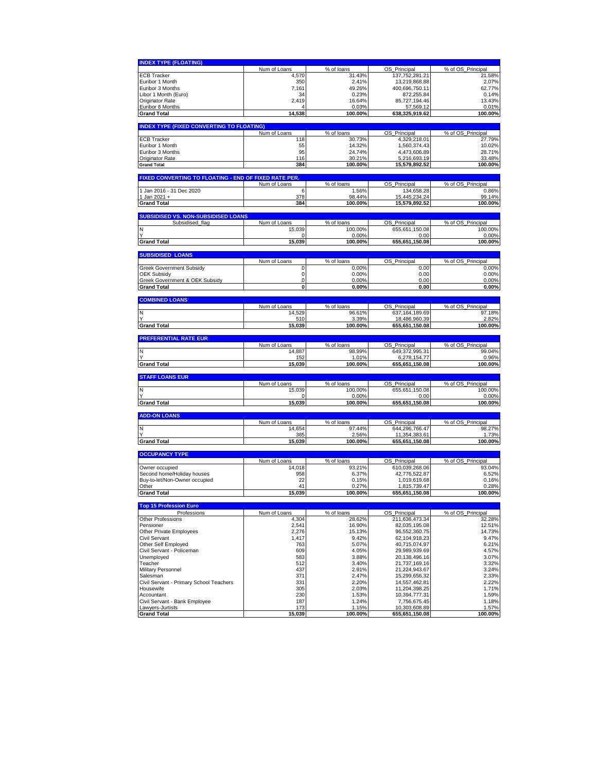| INDEX TYPE (FLOATING) | Num of Loans | % of loans | OS_Principal | % of OS_Principal |
|---|---|---|---|---|
| ECB Tracker | 4,570 | 31.43% | 137,752,281.21 | 21.58% |
| Euribor 1 Month | 350 | 2.41% | 13,219,868.88 | 2.07% |
| Euribor 3 Months | 7,161 | 49.26% | 400,696,750.11 | 62.77% |
| Libor 1 Month (Euro) | 34 | 0.23% | 872,255.84 | 0.14% |
| Originator Rate | 2,419 | 16.64% | 85,727,194.46 | 13.43% |
| Euribor 6 Months | 4 | 0.03% | 57,569.12 | 0.01% |
| **Grand Total** | **14,538** | **100.00%** | **638,325,919.62** | **100.00%** |

| INDEX TYPE (FIXED CONVERTING TO FLOATING) | Num of Loans | % of loans | OS_Principal | % of OS_Principal |
|---|---|---|---|---|
| ECB Tracker | 118 | 30.73% | 4,329,218.01 | 27.79% |
| Euribor 1 Month | 55 | 14.32% | 1,560,374.43 | 10.02% |
| Euribor 3 Months | 95 | 24.74% | 4,473,606.89 | 28.71% |
| Originator Rate | 116 | 30.21% | 5,216,693.19 | 33.48% |
| **Grand Total** | **384** | **100.00%** | **15,579,892.52** | **100.00%** |

| FIXED CONVERTING TO FLOATING - END OF FIXED RATE PER. | Num of Loans | % of loans | OS_Principal | % of OS_Principal |
|---|---|---|---|---|
| 1 Jan 2016 - 31 Dec 2020 | 6 | 1.56% | 134,658.28 | 0.86% |
| 1 Jan 2021 + | 378 | 98.44% | 15,445,234.24 | 99.14% |
| **Grand Total** | **384** | **100.00%** | **15,579,892.52** | **100.00%** |

| SUBSIDISED VS. NON-SUBSIDISED LOANS<br>Subsidised_flag | Num of Loans | % of loans | OS_Principal | % of OS_Principal |
|---|---|---|---|---|
| N | 15,039 | 100.00% | 655,651,150.08 | 100.00% |
| Y | 0 | 0.00% | 0.00 | 0.00% |
| **Grand Total** | **15,039** | **100.00%** | **655,651,150.08** | **100.00%** |

| SUBSIDISED LOANS | Num of Loans | % of loans | OS_Principal | % of OS_Principal |
|---|---|---|---|---|
| Greek Government Subsidy | 0 | 0.00% | 0.00 | 0.00% |
| OEK Subsidy | 0 | 0.00% | 0.00 | 0.00% |
| Greek Government & OEK Subsidy | 0 | 0.00% | 0.00 | 0.00% |
| **Grand Total** | **0** | **0.00%** | **0.00** | **0.00%** |

| COMBINED LOANS | Num of Loans | % of loans | OS_Principal | % of OS_Principal |
|---|---|---|---|---|
| N | 14,529 | 96.61% | 637,164,189.69 | 97.18% |
| Y | 510 | 3.39% | 18,486,960.39 | 2.82% |
| **Grand Total** | **15,039** | **100.00%** | **655,651,150.08** | **100.00%** |

| PREFERENTIAL RATE EUR | Num of Loans | % of loans | OS_Principal | % of OS_Principal |
|---|---|---|---|---|
| N | 14,887 | 98.99% | 649,372,995.31 | 99.04% |
| Y | 152 | 1.01% | 6,278,154.77 | 0.96% |
| **Grand Total** | **15,039** | **100.00%** | **655,651,150.08** | **100.00%** |

| STAFF LOANS EUR | Num of Loans | % of loans | OS_Principal | % of OS_Principal |
|---|---|---|---|---|
| N | 15,039 | 100.00% | 655,651,150.08 | 100.00% |
| Y | 0 | 0.00% | 0.00 | 0.00% |
| **Grand Total** | **15,039** | **100.00%** | **655,651,150.08** | **100.00%** |

| ADD-ON LOANS | Num of Loans | % of loans | OS_Principal | % of OS_Principal |
|---|---|---|---|---|
| N | 14,654 | 97.44% | 644,296,766.47 | 98.27% |
| Y | 385 | 2.56% | 11,354,383.61 | 1.73% |
| **Grand Total** | **15,039** | **100.00%** | **655,651,150.08** | **100.00%** |

| OCCUPANCY TYPE | Num of Loans | % of loans | OS_Principal | % of OS_Principal |
|---|---|---|---|---|
| Owner occupied | 14,018 | 93.21% | 610,039,268.06 | 93.04% |
| Second home/Holiday houses | 958 | 6.37% | 42,776,522.87 | 6.52% |
| Buy-to-let/Non-Owner occupied | 22 | 0.15% | 1,019,619.68 | 0.16% |
| Other | 41 | 0.27% | 1,815,739.47 | 0.28% |
| **Grand Total** | **15,039** | **100.00%** | **655,651,150.08** | **100.00%** |

| Top 15 Profession Euro<br>Professions | Num of Loans | % of loans | OS_Principal | % of OS_Principal |
|---|---|---|---|---|
| Other Professions | 4,304 | 28.62% | 211,636,473.34 | 32.28% |
| Pensioner | 2,541 | 16.90% | 82,035,195.08 | 12.51% |
| Other Private Employees | 2,276 | 15.13% | 96,552,360.75 | 14.73% |
| Civil Servant | 1,417 | 9.42% | 62,104,918.23 | 9.47% |
| Other Self Employed | 763 | 5.07% | 40,715,074.97 | 6.21% |
| Civil Servant - Policeman | 609 | 4.05% | 29,989,939.69 | 4.57% |
| Unemployed | 583 | 3.88% | 20,138,496.16 | 3.07% |
| Teacher | 512 | 3.40% | 21,737,169.16 | 3.32% |
| Military Personnel | 437 | 2.91% | 21,224,943.67 | 3.24% |
| Salesman | 371 | 2.47% | 15,299,656.32 | 2.33% |
| Civil Servant - Primary School Teachers | 331 | 2.20% | 14,557,462.81 | 2.22% |
| Housewife | 305 | 2.03% | 11,204,398.25 | 1.71% |
| Accountant | 230 | 1.53% | 10,394,777.31 | 1.59% |
| Civil Servant - Bank Employee | 187 | 1.24% | 7,756,675.45 | 1.18% |
| Lawyers-Jurtists | 173 | 1.15% | 10,303,608.89 | 1.57% |
| **Grand Total** | **15,039** | **100.00%** | **655,651,150.08** | **100.00%** |